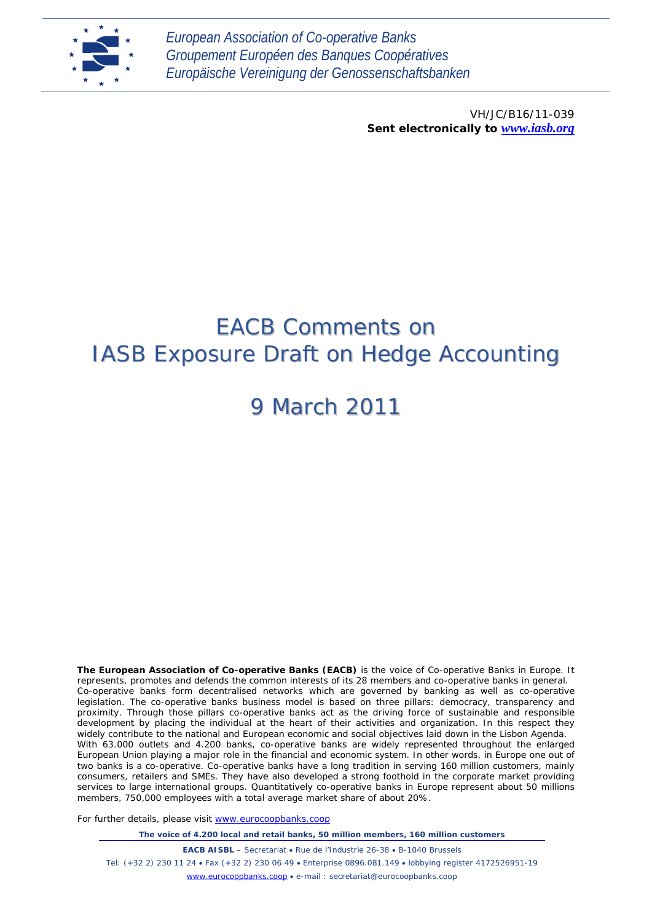*European Association of Co-operative Banks*
*Groupement Européen des Banques Coopératives*
*Europäische Vereinigung der Genossenschaftsbanken*

VH/JC/B16/11-039
**Sent electronically to *www.iasb.org***

# EACB Comments on IASB Exposure Draft on Hedge Accounting

# 9 March 2011

**The European Association of Co-operative Banks (EACB)** is the voice of Co-operative Banks in Europe. It represents, promotes and defends the common interests of its 28 members and co-operative banks in general. Co-operative banks form decentralised networks which are governed by banking as well as co-operative legislation. The co-operative banks business model is based on three pillars: democracy, transparency and proximity. Through those pillars co-operative banks act as the driving force of sustainable and responsible development by placing the individual at the heart of their activities and organization. In this respect they widely contribute to the national and European economic and social objectives laid down in the Lisbon Agenda. With 63.000 outlets and 4.200 banks, co-operative banks are widely represented throughout the enlarged European Union playing a major role in the financial and economic system. In other words, in Europe one out of two banks is a co-operative. Co-operative banks have a long tradition in serving 160 million customers, mainly consumers, retailers and SMEs. They have also developed a strong foothold in the corporate market providing services to large international groups. Quantitatively co-operative banks in Europe represent about 50 millions members, 750,000 employees with a total average market share of about 20%.

For further details, please visit www.eurocoopbanks.coop

**The voice of 4.200 local and retail banks, 50 million members, 160 million customers**

**EACB AISBL** – Secretariat • Rue de l'Industrie 26-38 • B-1040 Brussels
Tel: (+32 2) 230 11 24 • Fax (+32 2) 230 06 49 • Enterprise 0896.081.149 • lobbying register 4172526951-19
www.eurocoopbanks.coop • e-mail : secretariat@eurocoopbanks.coop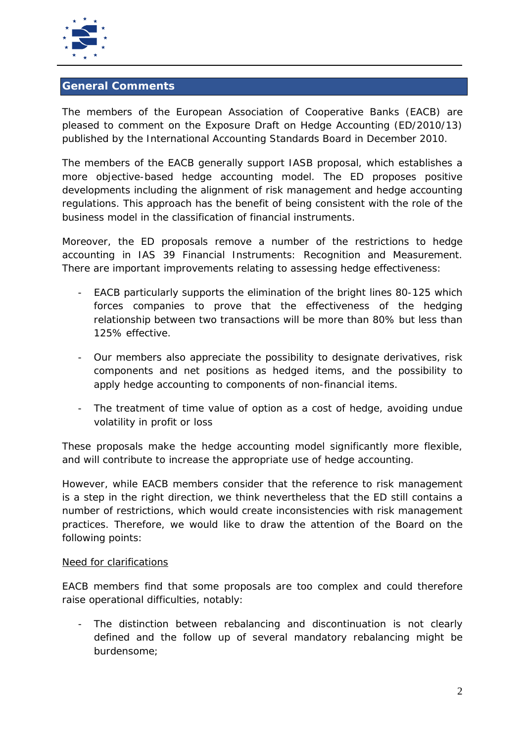## General Comments

The members of the European Association of Cooperative Banks (EACB) are pleased to comment on the Exposure Draft on Hedge Accounting (ED/2010/13) published by the International Accounting Standards Board in December 2010.

The members of the EACB generally support IASB proposal, which establishes a more objective-based hedge accounting model. The ED proposes positive developments including the alignment of risk management and hedge accounting regulations. This approach has the benefit of being consistent with the role of the business model in the classification of financial instruments.

Moreover, the ED proposals remove a number of the restrictions to hedge accounting in IAS 39 Financial Instruments: Recognition and Measurement. There are important improvements relating to assessing hedge effectiveness:

- EACB particularly supports the elimination of the bright lines 80-125 which forces companies to prove that the effectiveness of the hedging relationship between two transactions will be more than 80% but less than 125% effective.

- Our members also appreciate the possibility to designate derivatives, risk components and net positions as hedged items, and the possibility to apply hedge accounting to components of non-financial items.

- The treatment of time value of option as a cost of hedge, avoiding undue volatility in profit or loss

These proposals make the hedge accounting model significantly more flexible, and will contribute to increase the appropriate use of hedge accounting.

However, while EACB members consider that the reference to risk management is a step in the right direction, we think nevertheless that the ED still contains a number of restrictions, which would create inconsistencies with risk management practices. Therefore, we would like to draw the attention of the Board on the following points:

<u>Need for clarifications</u>

EACB members find that some proposals are too complex and could therefore raise operational difficulties, notably:

- The distinction between rebalancing and discontinuation is not clearly defined and the follow up of several mandatory rebalancing might be burdensome;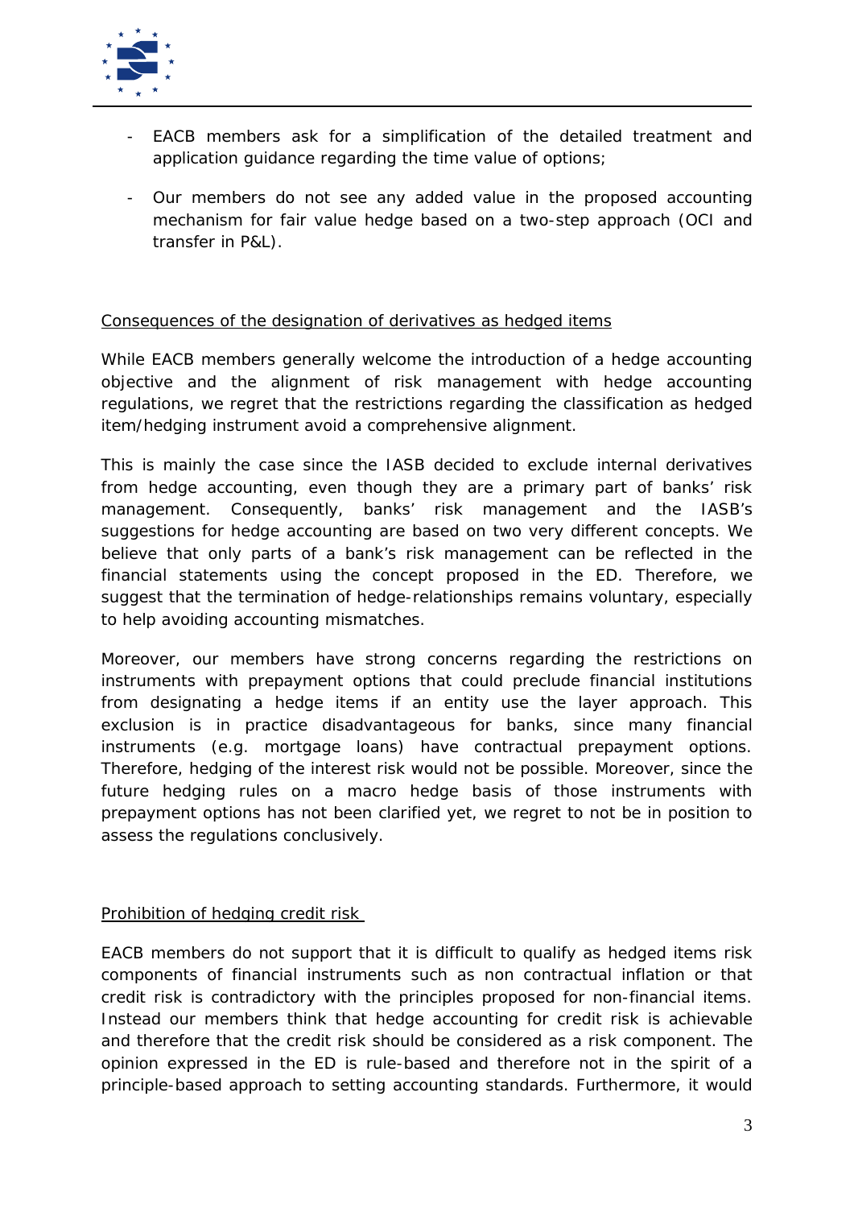- EACB members ask for a simplification of the detailed treatment and application guidance regarding the time value of options;

- Our members do not see any added value in the proposed accounting mechanism for fair value hedge based on a two-step approach (OCI and transfer in P&L).

<u>Consequences of the designation of derivatives as hedged items</u>

While EACB members generally welcome the introduction of a hedge accounting objective and the alignment of risk management with hedge accounting regulations, we regret that the restrictions regarding the classification as hedged item/hedging instrument avoid a comprehensive alignment.

This is mainly the case since the IASB decided to exclude internal derivatives from hedge accounting, even though they are a primary part of banks' risk management. Consequently, banks' risk management and the IASB's suggestions for hedge accounting are based on two very different concepts. We believe that only parts of a bank's risk management can be reflected in the financial statements using the concept proposed in the ED. Therefore, we suggest that the termination of hedge-relationships remains voluntary, especially to help avoiding accounting mismatches.

Moreover, our members have strong concerns regarding the restrictions on instruments with prepayment options that could preclude financial institutions from designating a hedge items if an entity use the layer approach. This exclusion is in practice disadvantageous for banks, since many financial instruments (e.g. mortgage loans) have contractual prepayment options. Therefore, hedging of the interest risk would not be possible. Moreover, since the future hedging rules on a macro hedge basis of those instruments with prepayment options has not been clarified yet, we regret to not be in position to assess the regulations conclusively.

<u>Prohibition of hedging credit risk</u>

EACB members do not support that it is difficult to qualify as hedged items risk components of financial instruments such as non contractual inflation or that credit risk is contradictory with the principles proposed for non-financial items. Instead our members think that hedge accounting for credit risk is achievable and therefore that the credit risk should be considered as a risk component. The opinion expressed in the ED is rule-based and therefore not in the spirit of a principle-based approach to setting accounting standards. Furthermore, it would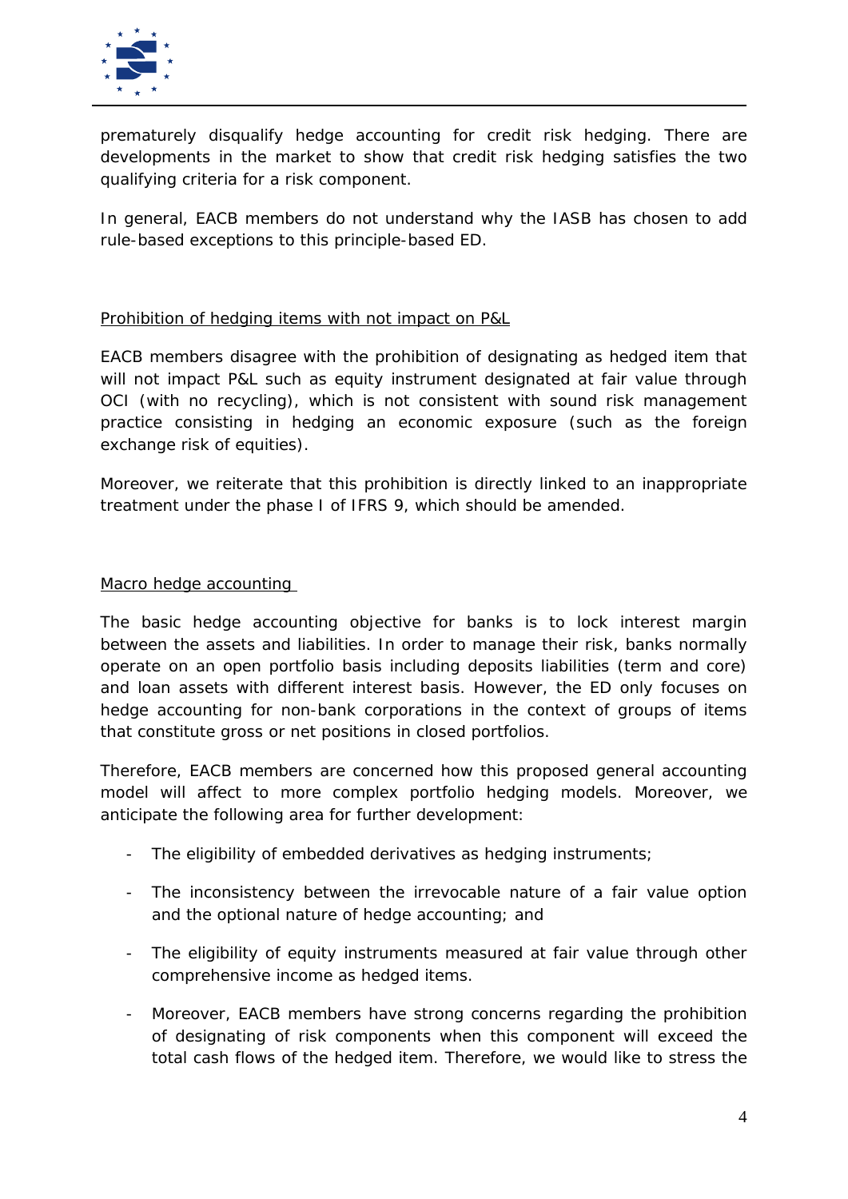prematurely disqualify hedge accounting for credit risk hedging. There are developments in the market to show that credit risk hedging satisfies the two qualifying criteria for a risk component.

In general, EACB members do not understand why the IASB has chosen to add rule-based exceptions to this principle-based ED.

Prohibition of hedging items with not impact on P&L

EACB members disagree with the prohibition of designating as hedged item that will not impact P&L such as equity instrument designated at fair value through OCI (with no recycling), which is not consistent with sound risk management practice consisting in hedging an economic exposure (such as the foreign exchange risk of equities).

Moreover, we reiterate that this prohibition is directly linked to an inappropriate treatment under the phase I of IFRS 9, which should be amended.

Macro hedge accounting

The basic hedge accounting objective for banks is to lock interest margin between the assets and liabilities. In order to manage their risk, banks normally operate on an open portfolio basis including deposits liabilities (term and core) and loan assets with different interest basis. However, the ED only focuses on hedge accounting for non-bank corporations in the context of groups of items that constitute gross or net positions in closed portfolios.

Therefore, EACB members are concerned how this proposed general accounting model will affect to more complex portfolio hedging models. Moreover, we anticipate the following area for further development:

- The eligibility of embedded derivatives as hedging instruments;
- The inconsistency between the irrevocable nature of a fair value option and the optional nature of hedge accounting; and
- The eligibility of equity instruments measured at fair value through other comprehensive income as hedged items.
- Moreover, EACB members have strong concerns regarding the prohibition of designating of risk components when this component will exceed the total cash flows of the hedged item. Therefore, we would like to stress the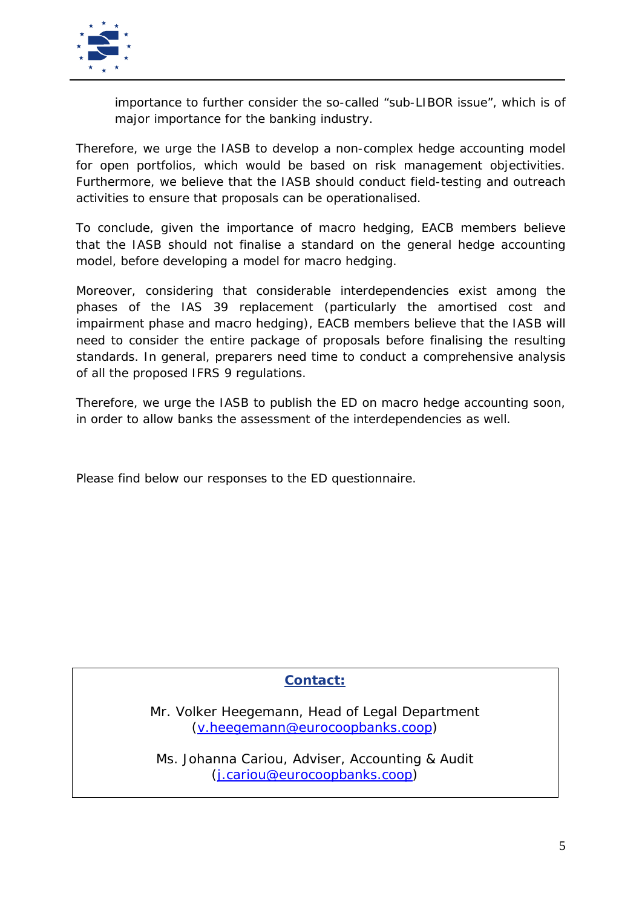importance to further consider the so-called “sub-LIBOR issue”, which is of major importance for the banking industry.

Therefore, we urge the IASB to develop a non-complex hedge accounting model for open portfolios, which would be based on risk management objectivities. Furthermore, we believe that the IASB should conduct field-testing and outreach activities to ensure that proposals can be operationalised.

To conclude, given the importance of macro hedging, EACB members believe that the IASB should not finalise a standard on the general hedge accounting model, before developing a model for macro hedging.

Moreover, considering that considerable interdependencies exist among the phases of the IAS 39 replacement (particularly the amortised cost and impairment phase and macro hedging), EACB members believe that the IASB will need to consider the entire package of proposals before finalising the resulting standards. In general, preparers need time to conduct a comprehensive analysis of all the proposed IFRS 9 regulations.

Therefore, we urge the IASB to publish the ED on macro hedge accounting soon, in order to allow banks the assessment of the interdependencies as well.

Please find below our responses to the ED questionnaire.

**Contact:**

Mr. Volker Heegemann, Head of Legal Department
(v.heegemann@eurocoopbanks.coop)

Ms. Johanna Cariou, Adviser, Accounting & Audit
(j.cariou@eurocoopbanks.coop)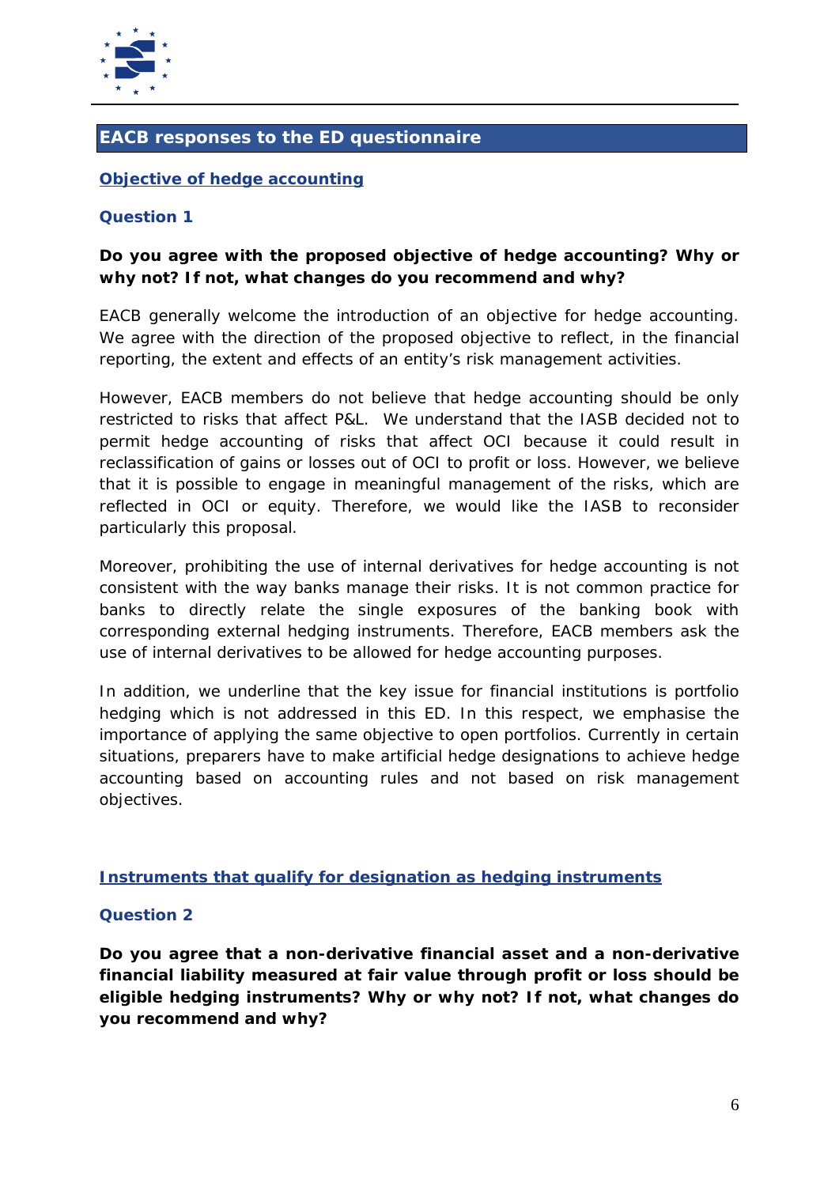## EACB responses to the ED questionnaire

### Objective of hedge accounting

### Question 1

**Do you agree with the proposed objective of hedge accounting? Why or why not? If not, what changes do you recommend and why?**

EACB generally welcome the introduction of an objective for hedge accounting. We agree with the direction of the proposed objective to reflect, in the financial reporting, the extent and effects of an entity's risk management activities.

However, EACB members do not believe that hedge accounting should be only restricted to risks that affect P&L. We understand that the IASB decided not to permit hedge accounting of risks that affect OCI because it could result in reclassification of gains or losses out of OCI to profit or loss. However, we believe that it is possible to engage in meaningful management of the risks, which are reflected in OCI or equity. Therefore, we would like the IASB to reconsider particularly this proposal.

Moreover, prohibiting the use of internal derivatives for hedge accounting is not consistent with the way banks manage their risks. It is not common practice for banks to directly relate the single exposures of the banking book with corresponding external hedging instruments. Therefore, EACB members ask the use of internal derivatives to be allowed for hedge accounting purposes.

In addition, we underline that the key issue for financial institutions is portfolio hedging which is not addressed in this ED. In this respect, we emphasise the importance of applying the same objective to open portfolios. Currently in certain situations, preparers have to make artificial hedge designations to achieve hedge accounting based on accounting rules and not based on risk management objectives.

### Instruments that qualify for designation as hedging instruments

### Question 2

**Do you agree that a non-derivative financial asset and a non-derivative financial liability measured at fair value through profit or loss should be eligible hedging instruments? Why or why not? If not, what changes do you recommend and why?**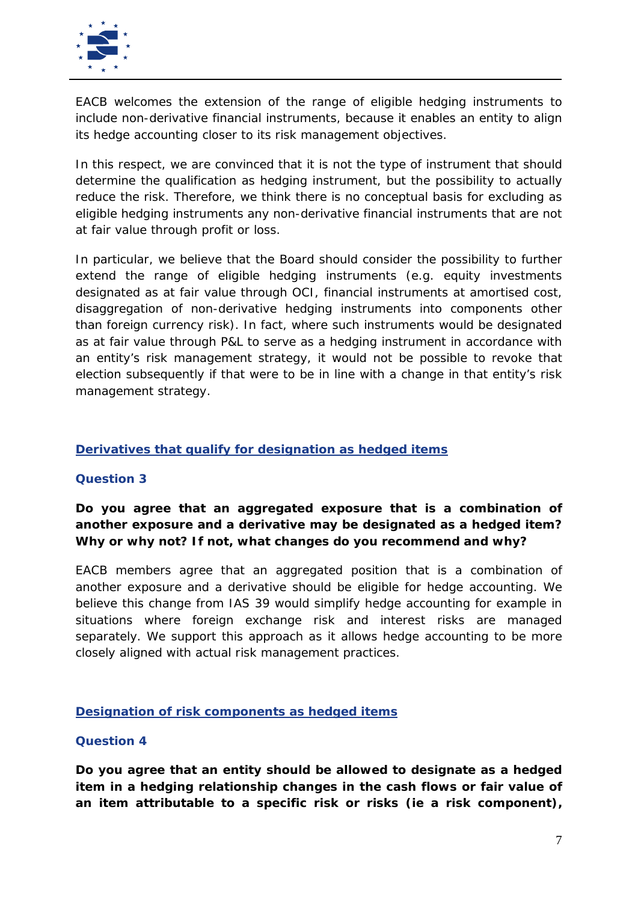EACB welcomes the extension of the range of eligible hedging instruments to include non-derivative financial instruments, because it enables an entity to align its hedge accounting closer to its risk management objectives.

In this respect, we are convinced that it is not the type of instrument that should determine the qualification as hedging instrument, but the possibility to actually reduce the risk. Therefore, we think there is no conceptual basis for excluding as eligible hedging instruments any non-derivative financial instruments that are not at fair value through profit or loss.

In particular, we believe that the Board should consider the possibility to further extend the range of eligible hedging instruments (e.g. equity investments designated as at fair value through OCI, financial instruments at amortised cost, disaggregation of non-derivative hedging instruments into components other than foreign currency risk). In fact, where such instruments would be designated as at fair value through P&L to serve as a hedging instrument in accordance with an entity's risk management strategy, it would not be possible to revoke that election subsequently if that were to be in line with a change in that entity's risk management strategy.

## Derivatives that qualify for designation as hedged items

### Question 3

**Do you agree that an aggregated exposure that is a combination of another exposure and a derivative may be designated as a hedged item? Why or why not? If not, what changes do you recommend and why?**

EACB members agree that an aggregated position that is a combination of another exposure and a derivative should be eligible for hedge accounting. We believe this change from IAS 39 would simplify hedge accounting for example in situations where foreign exchange risk and interest risks are managed separately. We support this approach as it allows hedge accounting to be more closely aligned with actual risk management practices.

## Designation of risk components as hedged items

### Question 4

**Do you agree that an entity should be allowed to designate as a hedged item in a hedging relationship changes in the cash flows or fair value of an item attributable to a specific risk or risks (ie a risk component),**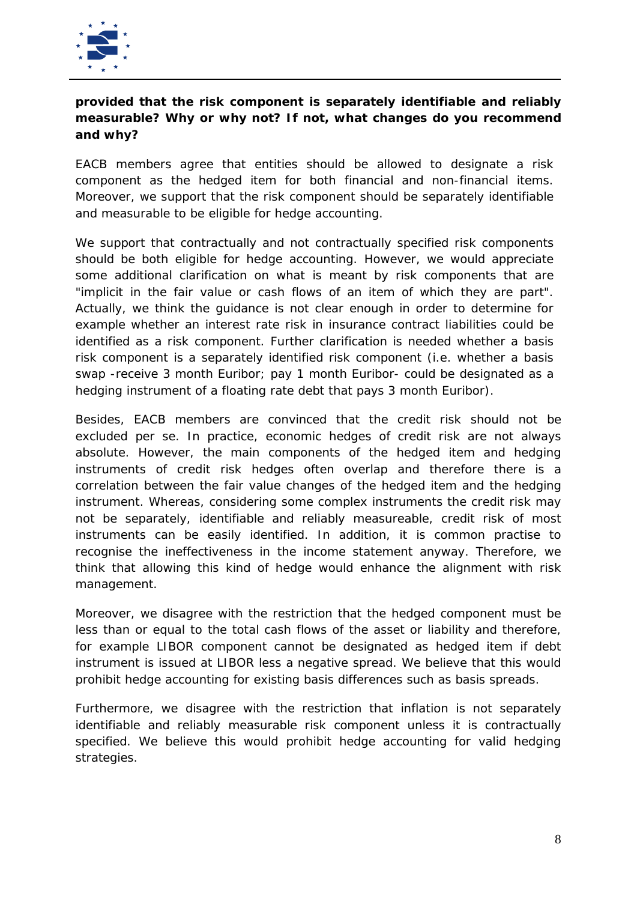**provided that the risk component is separately identifiable and reliably measurable? Why or why not? If not, what changes do you recommend and why?**

EACB members agree that entities should be allowed to designate a risk component as the hedged item for both financial and non-financial items. Moreover, we support that the risk component should be separately identifiable and measurable to be eligible for hedge accounting.

We support that contractually and not contractually specified risk components should be both eligible for hedge accounting. However, we would appreciate some additional clarification on what is meant by risk components that are "implicit in the fair value or cash flows of an item of which they are part". Actually, we think the guidance is not clear enough in order to determine for example whether an interest rate risk in insurance contract liabilities could be identified as a risk component. Further clarification is needed whether a basis risk component is a separately identified risk component (i.e. whether a basis swap -receive 3 month Euribor; pay 1 month Euribor- could be designated as a hedging instrument of a floating rate debt that pays 3 month Euribor).

Besides, EACB members are convinced that the credit risk should not be excluded per se. In practice, economic hedges of credit risk are not always absolute. However, the main components of the hedged item and hedging instruments of credit risk hedges often overlap and therefore there is a correlation between the fair value changes of the hedged item and the hedging instrument. Whereas, considering some complex instruments the credit risk may not be separately, identifiable and reliably measureable, credit risk of most instruments can be easily identified. In addition, it is common practise to recognise the ineffectiveness in the income statement anyway. Therefore, we think that allowing this kind of hedge would enhance the alignment with risk management.

Moreover, we disagree with the restriction that the hedged component must be less than or equal to the total cash flows of the asset or liability and therefore, for example LIBOR component cannot be designated as hedged item if debt instrument is issued at LIBOR less a negative spread. We believe that this would prohibit hedge accounting for existing basis differences such as basis spreads.

Furthermore, we disagree with the restriction that inflation is not separately identifiable and reliably measurable risk component unless it is contractually specified. We believe this would prohibit hedge accounting for valid hedging strategies.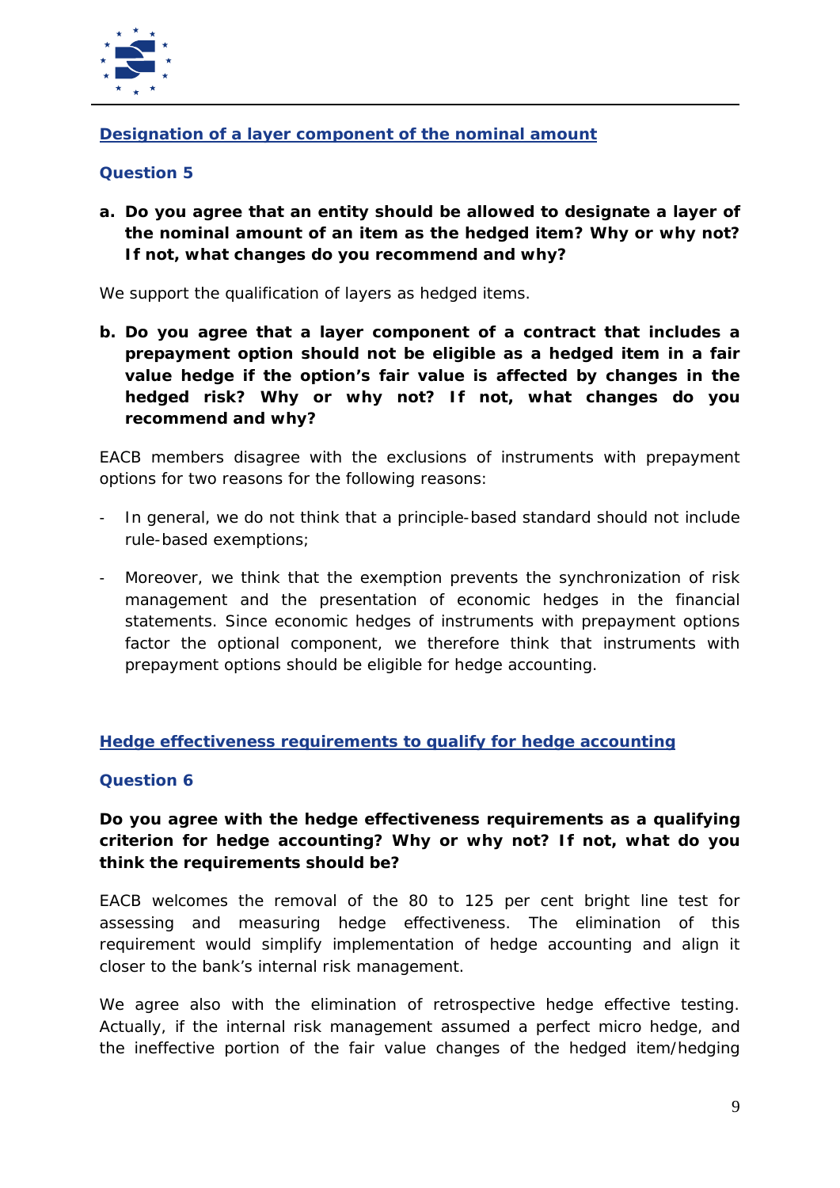## Designation of a layer component of the nominal amount

### Question 5

**a. Do you agree that an entity should be allowed to designate a layer of the nominal amount of an item as the hedged item? Why or why not? If not, what changes do you recommend and why?**

We support the qualification of layers as hedged items.

**b. Do you agree that a layer component of a contract that includes a prepayment option should not be eligible as a hedged item in a fair value hedge if the option's fair value is affected by changes in the hedged risk? Why or why not? If not, what changes do you recommend and why?**

EACB members disagree with the exclusions of instruments with prepayment options for two reasons for the following reasons:

- In general, we do not think that a principle-based standard should not include rule-based exemptions;
- Moreover, we think that the exemption prevents the synchronization of risk management and the presentation of economic hedges in the financial statements. Since economic hedges of instruments with prepayment options factor the optional component, we therefore think that instruments with prepayment options should be eligible for hedge accounting.

## Hedge effectiveness requirements to qualify for hedge accounting

### Question 6

**Do you agree with the hedge effectiveness requirements as a qualifying criterion for hedge accounting? Why or why not? If not, what do you think the requirements should be?**

EACB welcomes the removal of the 80 to 125 per cent bright line test for assessing and measuring hedge effectiveness. The elimination of this requirement would simplify implementation of hedge accounting and align it closer to the bank's internal risk management.

We agree also with the elimination of retrospective hedge effective testing. Actually, if the internal risk management assumed a perfect micro hedge, and the ineffective portion of the fair value changes of the hedged item/hedging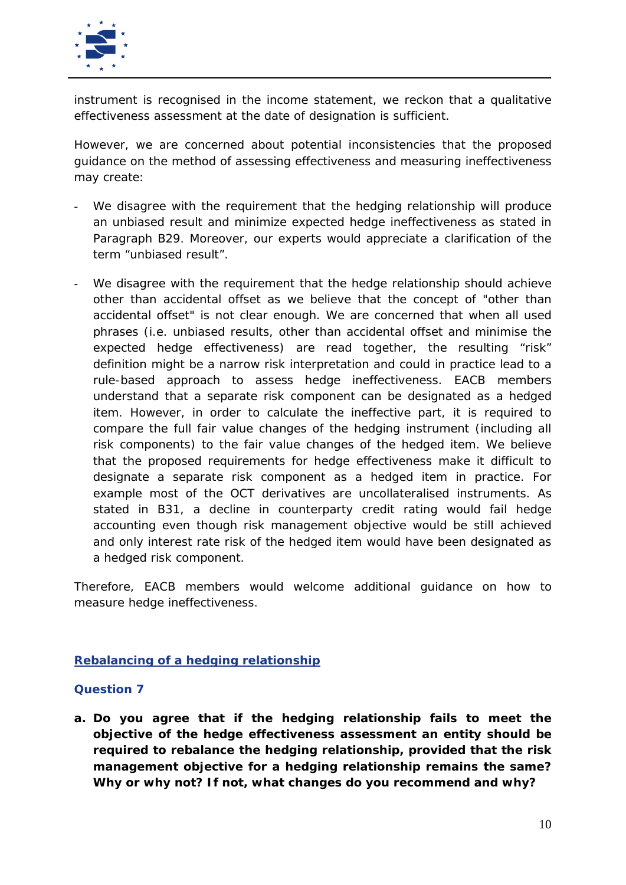instrument is recognised in the income statement, we reckon that a qualitative effectiveness assessment at the date of designation is sufficient.

However, we are concerned about potential inconsistencies that the proposed guidance on the method of assessing effectiveness and measuring ineffectiveness may create:

- We disagree with the requirement that the hedging relationship will produce an unbiased result and minimize expected hedge ineffectiveness as stated in Paragraph B29. Moreover, our experts would appreciate a clarification of the term "unbiased result".

- We disagree with the requirement that the hedge relationship should achieve other than accidental offset as we believe that the concept of "other than accidental offset" is not clear enough. We are concerned that when all used phrases (i.e. unbiased results, other than accidental offset and minimise the expected hedge effectiveness) are read together, the resulting "risk" definition might be a narrow risk interpretation and could in practice lead to a rule-based approach to assess hedge ineffectiveness. EACB members understand that a separate risk component can be designated as a hedged item. However, in order to calculate the ineffective part, it is required to compare the full fair value changes of the hedging instrument (including all risk components) to the fair value changes of the hedged item. We believe that the proposed requirements for hedge effectiveness make it difficult to designate a separate risk component as a hedged item in practice. For example most of the OCT derivatives are uncollateralised instruments. As stated in B31, a decline in counterparty credit rating would fail hedge accounting even though risk management objective would be still achieved and only interest rate risk of the hedged item would have been designated as a hedged risk component.

Therefore, EACB members would welcome additional guidance on how to measure hedge ineffectiveness.

## Rebalancing of a hedging relationship

### Question 7

**a. Do you agree that if the hedging relationship fails to meet the objective of the hedge effectiveness assessment an entity should be required to rebalance the hedging relationship, provided that the risk management objective for a hedging relationship remains the same? Why or why not? If not, what changes do you recommend and why?**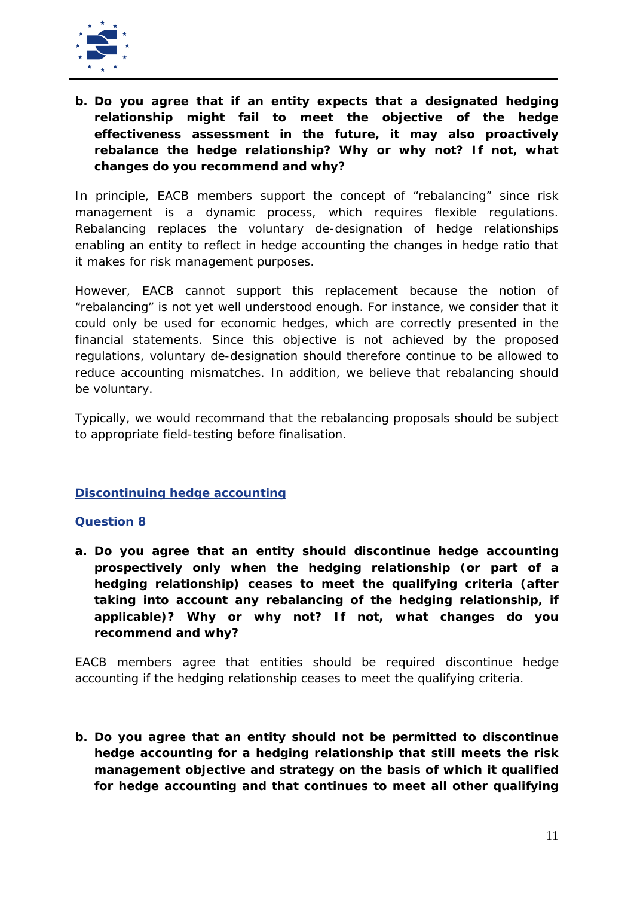**b. Do you agree that if an entity expects that a designated hedging relationship might fail to meet the objective of the hedge effectiveness assessment in the future, it may also proactively rebalance the hedge relationship? Why or why not? If not, what changes do you recommend and why?**

In principle, EACB members support the concept of "rebalancing" since risk management is a dynamic process, which requires flexible regulations. Rebalancing replaces the voluntary de-designation of hedge relationships enabling an entity to reflect in hedge accounting the changes in hedge ratio that it makes for risk management purposes.

However, EACB cannot support this replacement because the notion of "rebalancing" is not yet well understood enough. For instance, we consider that it could only be used for economic hedges, which are correctly presented in the financial statements. Since this objective is not achieved by the proposed regulations, voluntary de-designation should therefore continue to be allowed to reduce accounting mismatches. In addition, we believe that rebalancing should be voluntary.

Typically, we would recommand that the rebalancing proposals should be subject to appropriate field-testing before finalisation.

## Discontinuing hedge accounting

### Question 8

**a. Do you agree that an entity should discontinue hedge accounting prospectively only when the hedging relationship (or part of a hedging relationship) ceases to meet the qualifying criteria (after taking into account any rebalancing of the hedging relationship, if applicable)? Why or why not? If not, what changes do you recommend and why?**

EACB members agree that entities should be required discontinue hedge accounting if the hedging relationship ceases to meet the qualifying criteria.

**b. Do you agree that an entity should not be permitted to discontinue hedge accounting for a hedging relationship that still meets the risk management objective and strategy on the basis of which it qualified for hedge accounting and that continues to meet all other qualifying**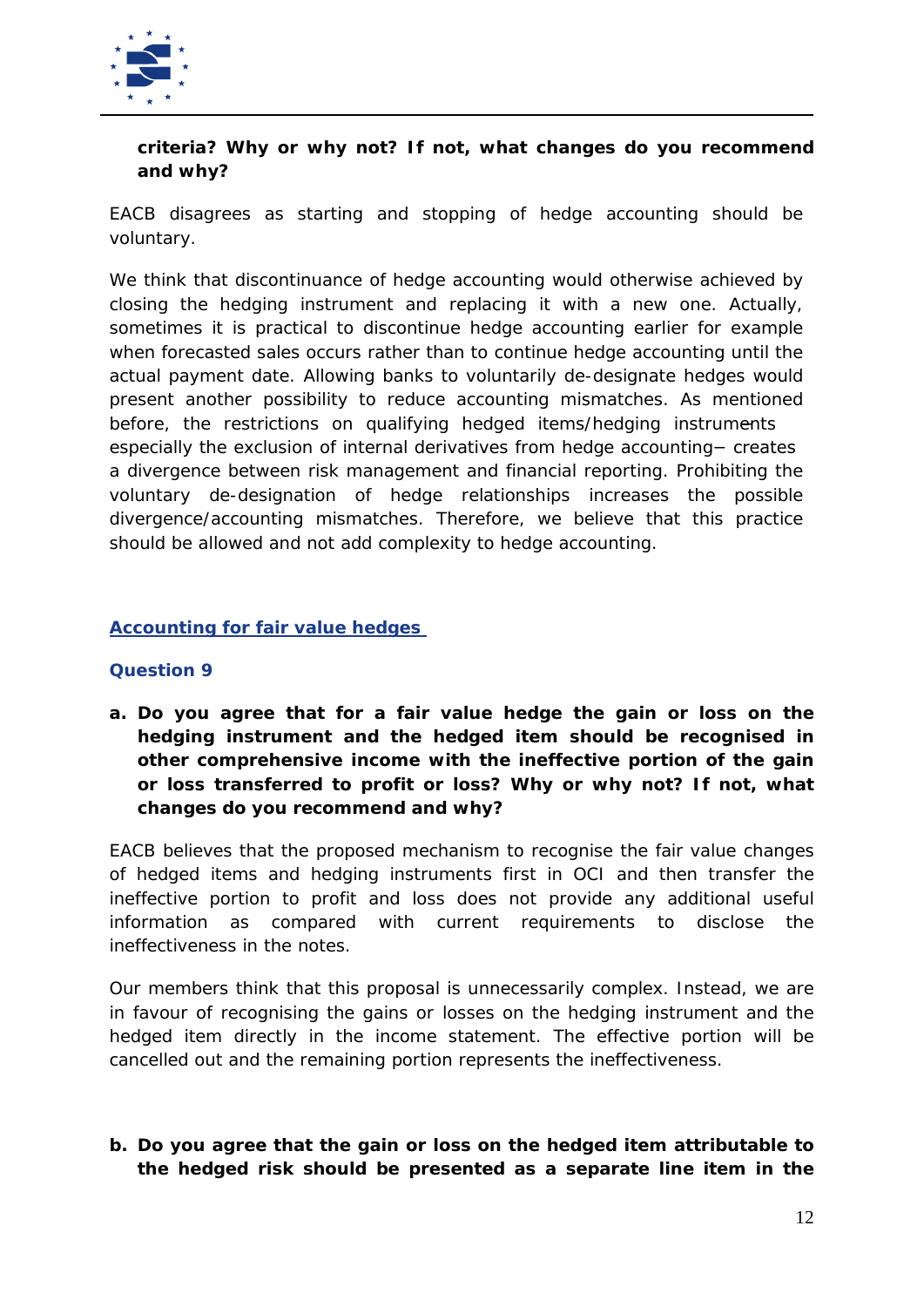**criteria? Why or why not? If not, what changes do you recommend and why?**

EACB disagrees as starting and stopping of hedge accounting should be voluntary.

We think that discontinuance of hedge accounting would otherwise achieved by closing the hedging instrument and replacing it with a new one. Actually, sometimes it is practical to discontinue hedge accounting earlier for example when forecasted sales occurs rather than to continue hedge accounting until the actual payment date. Allowing banks to voluntarily de-designate hedges would present another possibility to reduce accounting mismatches. As mentioned before, the restrictions on qualifying hedged items/hedging instruments especially the exclusion of internal derivatives from hedge accounting− creates a divergence between risk management and financial reporting. Prohibiting the voluntary de-designation of hedge relationships increases the possible divergence/accounting mismatches. Therefore, we believe that this practice should be allowed and not add complexity to hedge accounting.

## Accounting for fair value hedges

### Question 9

**a. Do you agree that for a fair value hedge the gain or loss on the hedging instrument and the hedged item should be recognised in other comprehensive income with the ineffective portion of the gain or loss transferred to profit or loss? Why or why not? If not, what changes do you recommend and why?**

EACB believes that the proposed mechanism to recognise the fair value changes of hedged items and hedging instruments first in OCI and then transfer the ineffective portion to profit and loss does not provide any additional useful information as compared with current requirements to disclose the ineffectiveness in the notes.

Our members think that this proposal is unnecessarily complex. Instead, we are in favour of recognising the gains or losses on the hedging instrument and the hedged item directly in the income statement. The effective portion will be cancelled out and the remaining portion represents the ineffectiveness.

**b. Do you agree that the gain or loss on the hedged item attributable to the hedged risk should be presented as a separate line item in the**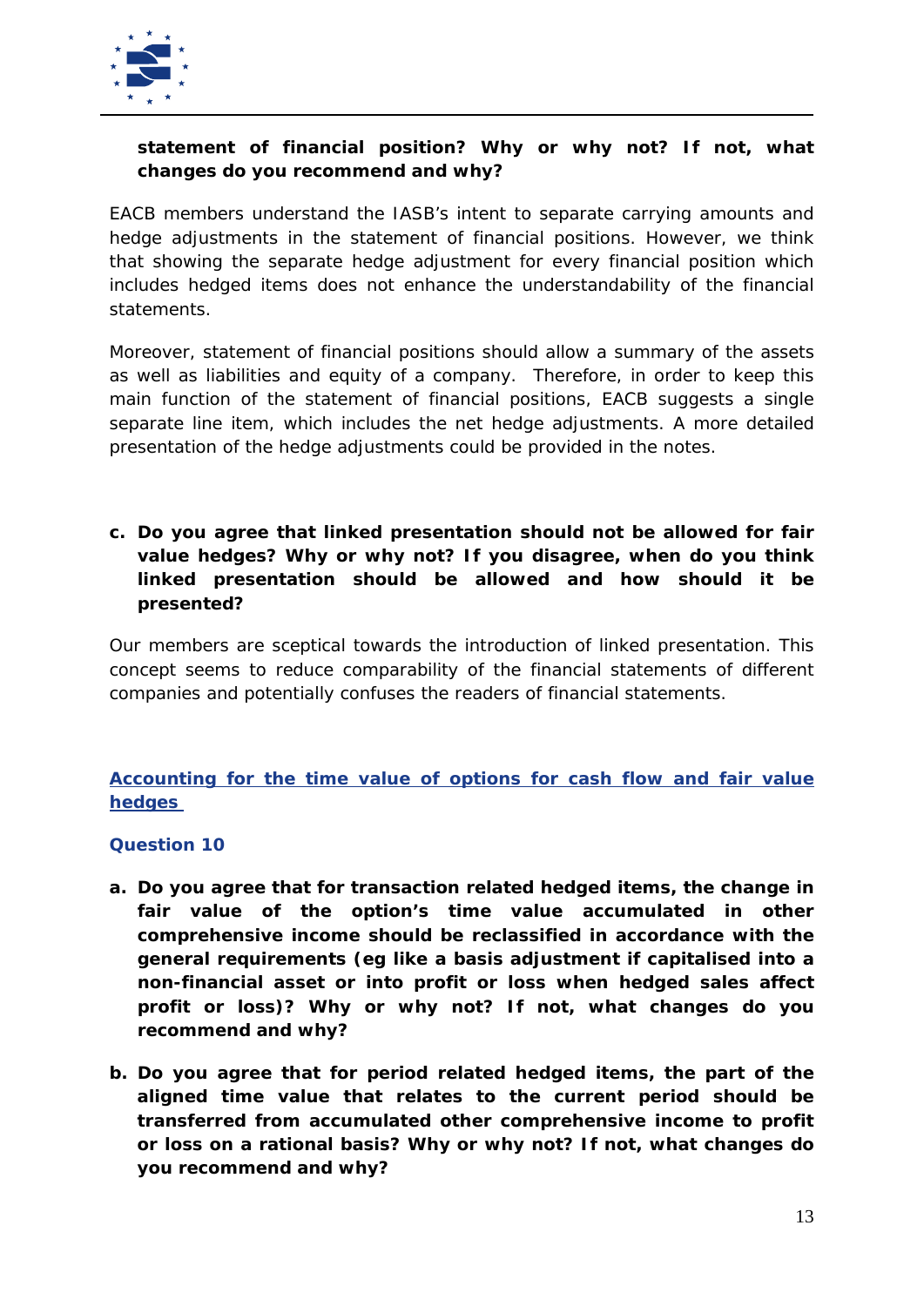**statement of financial position? Why or why not? If not, what changes do you recommend and why?**

EACB members understand the IASB's intent to separate carrying amounts and hedge adjustments in the statement of financial positions. However, we think that showing the separate hedge adjustment for every financial position which includes hedged items does not enhance the understandability of the financial statements.

Moreover, statement of financial positions should allow a summary of the assets as well as liabilities and equity of a company. Therefore, in order to keep this main function of the statement of financial positions, EACB suggests a single separate line item, which includes the net hedge adjustments. A more detailed presentation of the hedge adjustments could be provided in the notes.

**c. Do you agree that linked presentation should not be allowed for fair value hedges? Why or why not? If you disagree, when do you think linked presentation should be allowed and how should it be presented?**

Our members are sceptical towards the introduction of linked presentation. This concept seems to reduce comparability of the financial statements of different companies and potentially confuses the readers of financial statements.

## Accounting for the time value of options for cash flow and fair value hedges

### Question 10

**a. Do you agree that for transaction related hedged items, the change in fair value of the option's time value accumulated in other comprehensive income should be reclassified in accordance with the general requirements (eg like a basis adjustment if capitalised into a non-financial asset or into profit or loss when hedged sales affect profit or loss)? Why or why not? If not, what changes do you recommend and why?**

**b. Do you agree that for period related hedged items, the part of the aligned time value that relates to the current period should be transferred from accumulated other comprehensive income to profit or loss on a rational basis? Why or why not? If not, what changes do you recommend and why?**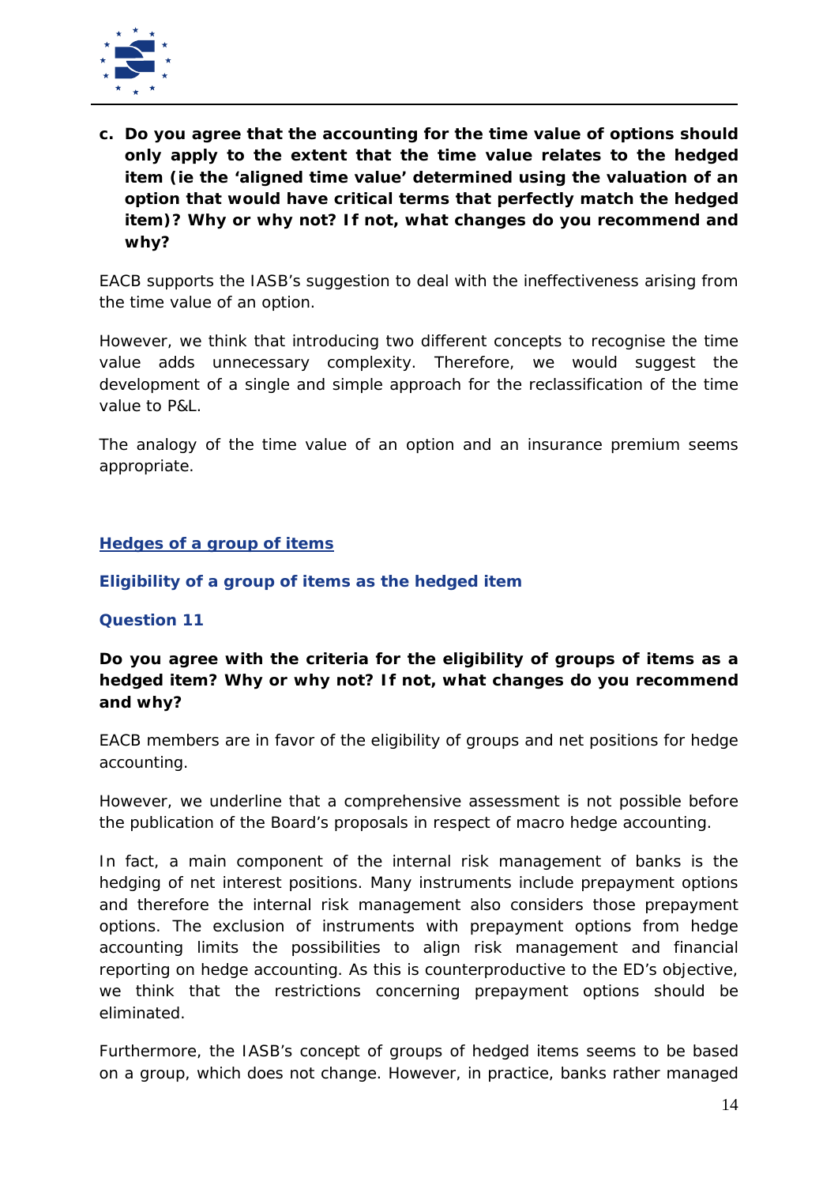**c. Do you agree that the accounting for the time value of options should only apply to the extent that the time value relates to the hedged item (ie the 'aligned time value' determined using the valuation of an option that would have critical terms that perfectly match the hedged item)? Why or why not? If not, what changes do you recommend and why?**

EACB supports the IASB's suggestion to deal with the ineffectiveness arising from the time value of an option.

However, we think that introducing two different concepts to recognise the time value adds unnecessary complexity. Therefore, we would suggest the development of a single and simple approach for the reclassification of the time value to P&L.

The analogy of the time value of an option and an insurance premium seems appropriate.

## Hedges of a group of items

### Eligibility of a group of items as the hedged item

### Question 11

**Do you agree with the criteria for the eligibility of groups of items as a hedged item? Why or why not? If not, what changes do you recommend and why?**

EACB members are in favor of the eligibility of groups and net positions for hedge accounting.

However, we underline that a comprehensive assessment is not possible before the publication of the Board's proposals in respect of macro hedge accounting.

In fact, a main component of the internal risk management of banks is the hedging of net interest positions. Many instruments include prepayment options and therefore the internal risk management also considers those prepayment options. The exclusion of instruments with prepayment options from hedge accounting limits the possibilities to align risk management and financial reporting on hedge accounting. As this is counterproductive to the ED's objective, we think that the restrictions concerning prepayment options should be eliminated.

Furthermore, the IASB's concept of groups of hedged items seems to be based on a group, which does not change. However, in practice, banks rather managed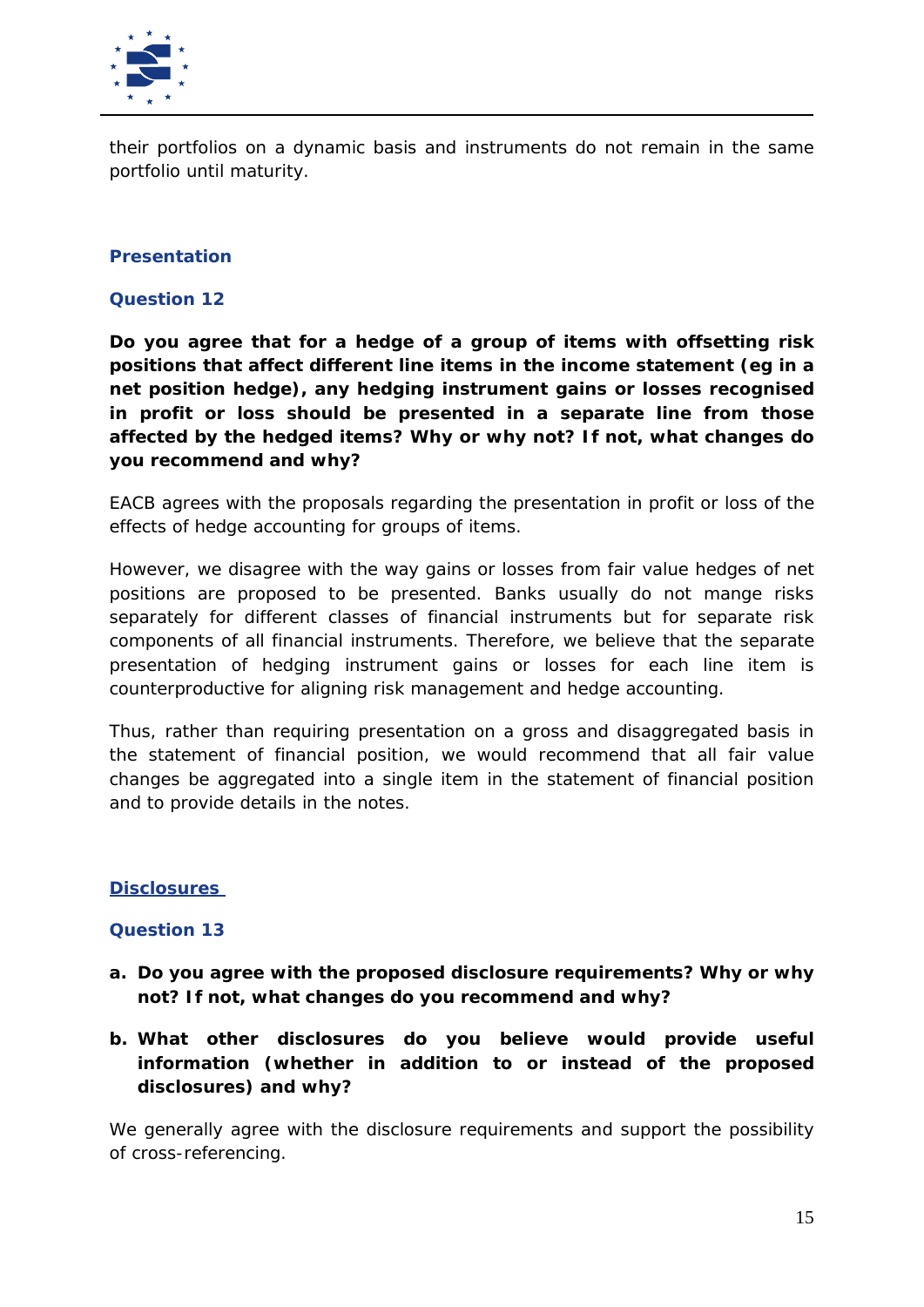their portfolios on a dynamic basis and instruments do not remain in the same portfolio until maturity.

### Presentation

### Question 12

**Do you agree that for a hedge of a group of items with offsetting risk positions that affect different line items in the income statement (eg in a net position hedge), any hedging instrument gains or losses recognised in profit or loss should be presented in a separate line from those affected by the hedged items? Why or why not? If not, what changes do you recommend and why?**

EACB agrees with the proposals regarding the presentation in profit or loss of the effects of hedge accounting for groups of items.

However, we disagree with the way gains or losses from fair value hedges of net positions are proposed to be presented. Banks usually do not mange risks separately for different classes of financial instruments but for separate risk components of all financial instruments. Therefore, we believe that the separate presentation of hedging instrument gains or losses for each line item is counterproductive for aligning risk management and hedge accounting.

Thus, rather than requiring presentation on a gross and disaggregated basis in the statement of financial position, we would recommend that all fair value changes be aggregated into a single item in the statement of financial position and to provide details in the notes.

### Disclosures

### Question 13

a. **Do you agree with the proposed disclosure requirements? Why or why not? If not, what changes do you recommend and why?**

b. **What other disclosures do you believe would provide useful information (whether in addition to or instead of the proposed disclosures) and why?**

We generally agree with the disclosure requirements and support the possibility of cross-referencing.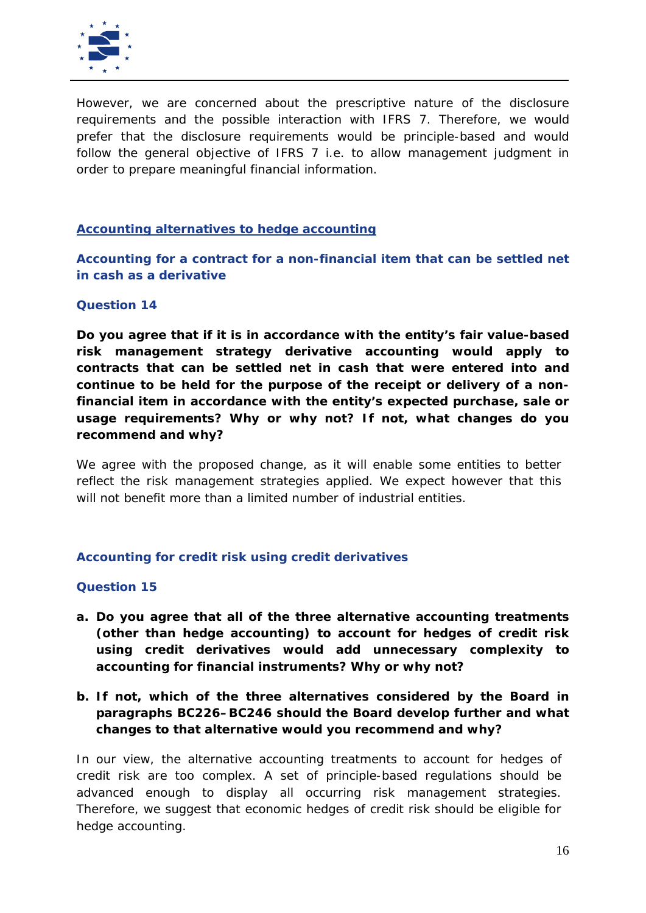However, we are concerned about the prescriptive nature of the disclosure requirements and the possible interaction with IFRS 7. Therefore, we would prefer that the disclosure requirements would be principle-based and would follow the general objective of IFRS 7 i.e. to allow management judgment in order to prepare meaningful financial information.

## Accounting alternatives to hedge accounting

### Accounting for a contract for a non-financial item that can be settled net in cash as a derivative

### Question 14

**Do you agree that if it is in accordance with the entity's fair value-based risk management strategy derivative accounting would apply to contracts that can be settled net in cash that were entered into and continue to be held for the purpose of the receipt or delivery of a non-financial item in accordance with the entity's expected purchase, sale or usage requirements? Why or why not? If not, what changes do you recommend and why?**

We agree with the proposed change, as it will enable some entities to better reflect the risk management strategies applied. We expect however that this will not benefit more than a limited number of industrial entities.

### Accounting for credit risk using credit derivatives

### Question 15

a. **Do you agree that all of the three alternative accounting treatments (other than hedge accounting) to account for hedges of credit risk using credit derivatives would add unnecessary complexity to accounting for financial instruments? Why or why not?**

b. **If not, which of the three alternatives considered by the Board in paragraphs BC226–BC246 should the Board develop further and what changes to that alternative would you recommend and why?**

In our view, the alternative accounting treatments to account for hedges of credit risk are too complex. A set of principle-based regulations should be advanced enough to display all occurring risk management strategies. Therefore, we suggest that economic hedges of credit risk should be eligible for hedge accounting.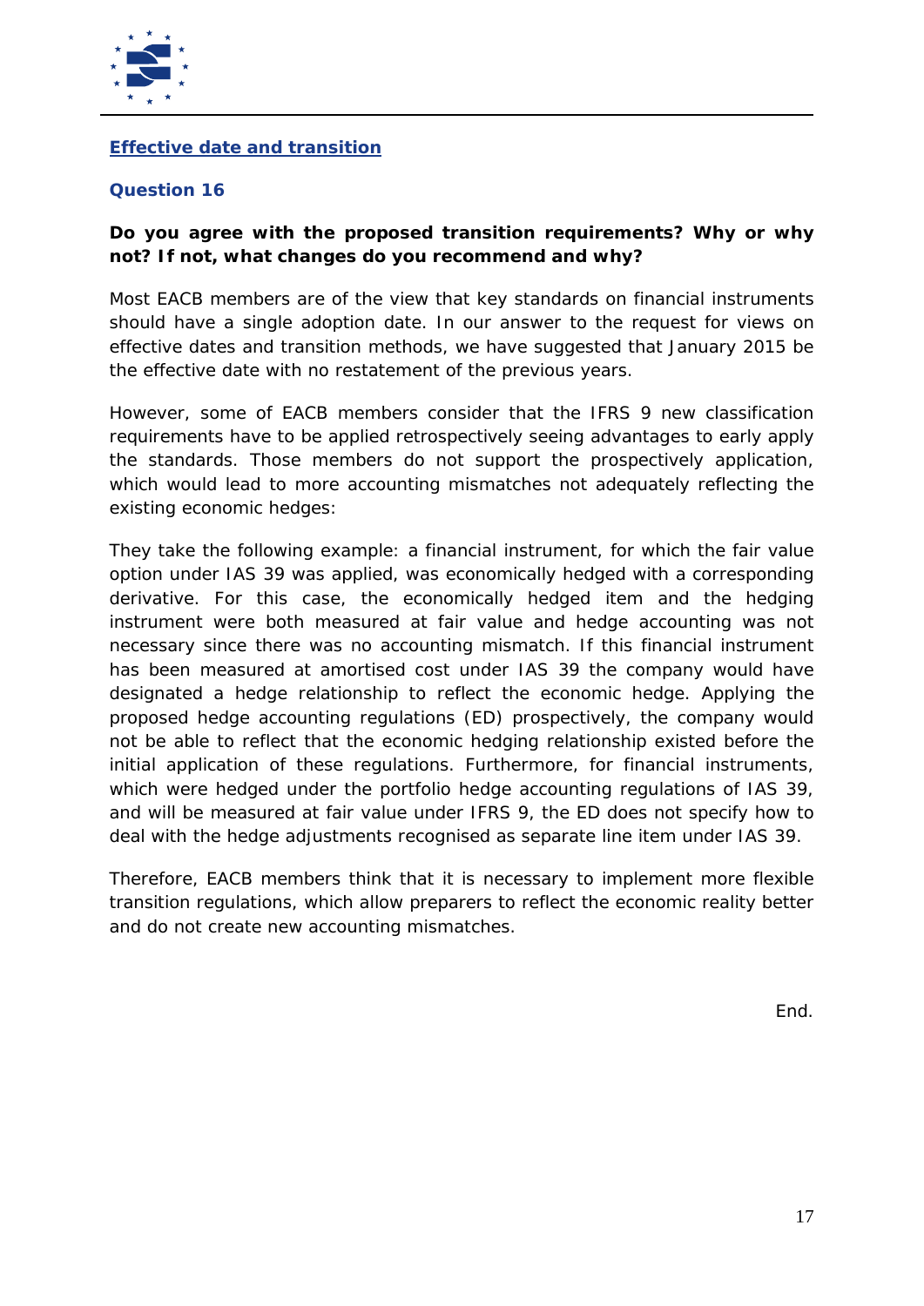## Effective date and transition

### Question 16

**Do you agree with the proposed transition requirements? Why or why not? If not, what changes do you recommend and why?**

Most EACB members are of the view that key standards on financial instruments should have a single adoption date. In our answer to the request for views on effective dates and transition methods, we have suggested that January 2015 be the effective date with no restatement of the previous years.

However, some of EACB members consider that the IFRS 9 new classification requirements have to be applied retrospectively seeing advantages to early apply the standards. Those members do not support the prospectively application, which would lead to more accounting mismatches not adequately reflecting the existing economic hedges:

They take the following example: a financial instrument, for which the fair value option under IAS 39 was applied, was economically hedged with a corresponding derivative. For this case, the economically hedged item and the hedging instrument were both measured at fair value and hedge accounting was not necessary since there was no accounting mismatch. If this financial instrument has been measured at amortised cost under IAS 39 the company would have designated a hedge relationship to reflect the economic hedge. Applying the proposed hedge accounting regulations (ED) prospectively, the company would not be able to reflect that the economic hedging relationship existed before the initial application of these regulations. Furthermore, for financial instruments, which were hedged under the portfolio hedge accounting regulations of IAS 39, and will be measured at fair value under IFRS 9, the ED does not specify how to deal with the hedge adjustments recognised as separate line item under IAS 39.

Therefore, EACB members think that it is necessary to implement more flexible transition regulations, which allow preparers to reflect the economic reality better and do not create new accounting mismatches.

End.